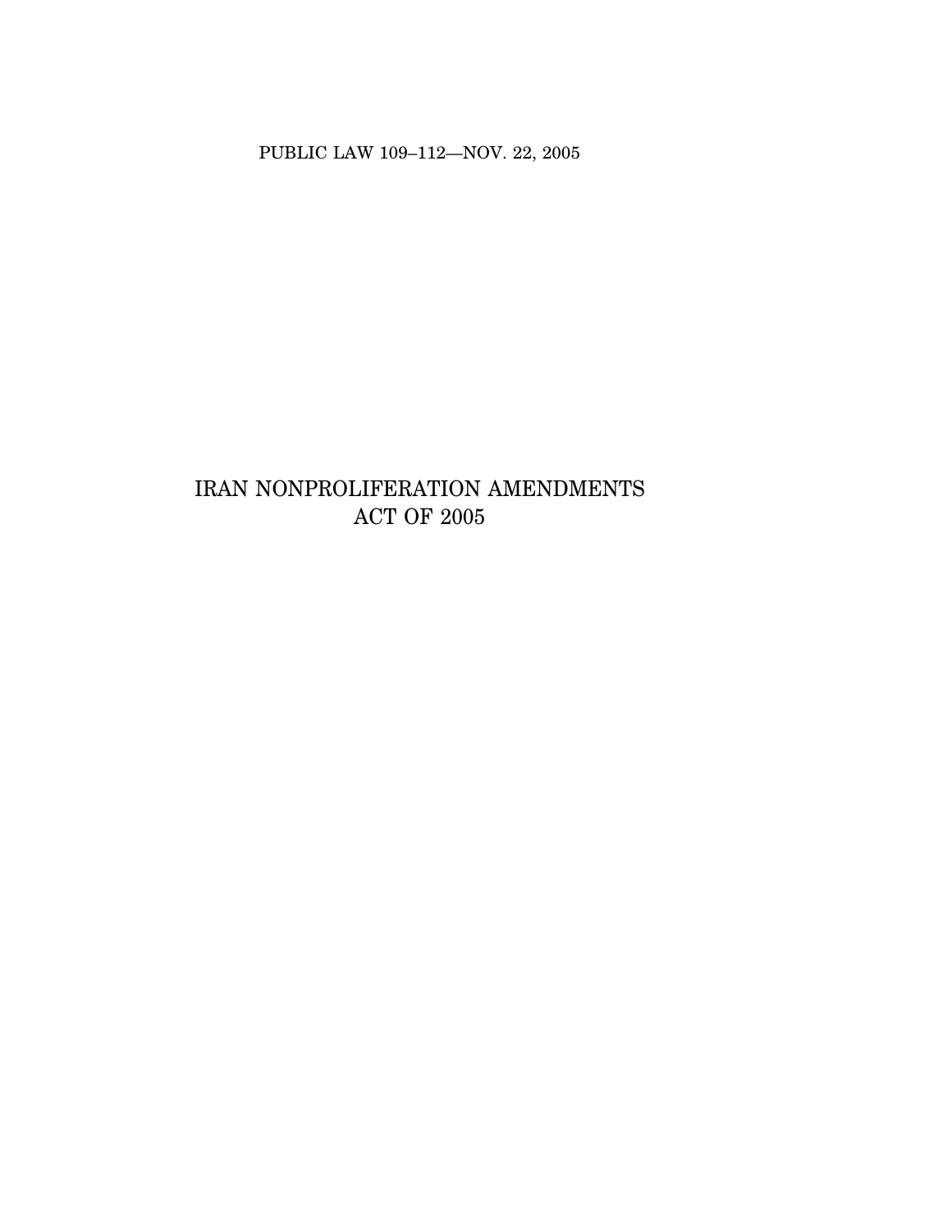PUBLIC LAW 109–112—NOV. 22, 2005

# IRAN NONPROLIFERATION AMENDMENTS ACT OF 2005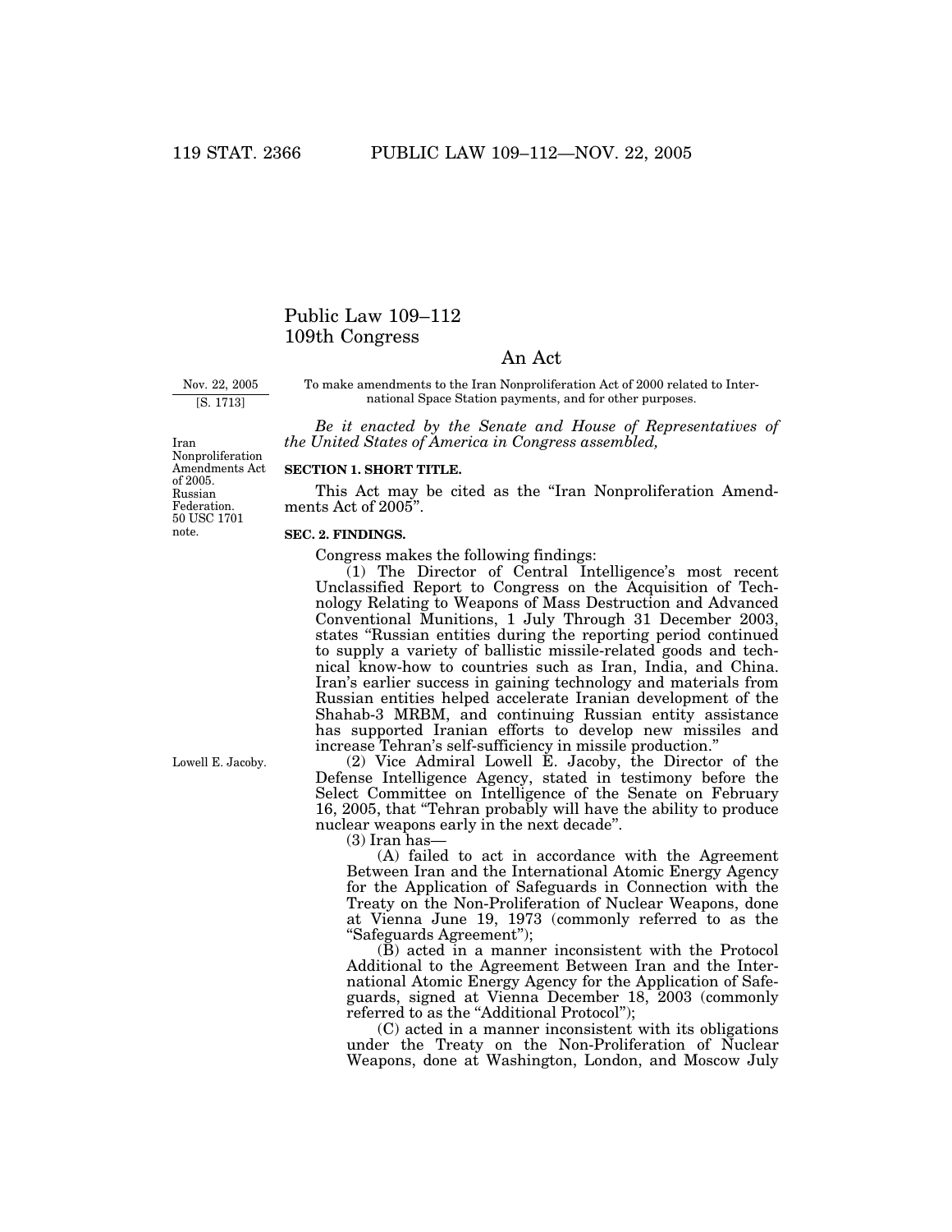# Public Law 109–112
# 109th Congress

## An Act

Nov. 22, 2005
[S. 1713]

To make amendments to the Iran Nonproliferation Act of 2000 related to International Space Station payments, and for other purposes.

*Be it enacted by the Senate and House of Representatives of the United States of America in Congress assembled,*

Iran Nonproliferation Amendments Act of 2005. Russian Federation. 50 USC 1701 note.

**SECTION 1. SHORT TITLE.**

This Act may be cited as the "Iran Nonproliferation Amendments Act of 2005".

**SEC. 2. FINDINGS.**

Congress makes the following findings:

(1) The Director of Central Intelligence's most recent Unclassified Report to Congress on the Acquisition of Technology Relating to Weapons of Mass Destruction and Advanced Conventional Munitions, 1 July Through 31 December 2003, states "Russian entities during the reporting period continued to supply a variety of ballistic missile-related goods and technical know-how to countries such as Iran, India, and China. Iran's earlier success in gaining technology and materials from Russian entities helped accelerate Iranian development of the Shahab-3 MRBM, and continuing Russian entity assistance has supported Iranian efforts to develop new missiles and increase Tehran's self-sufficiency in missile production."

Lowell E. Jacoby.

(2) Vice Admiral Lowell E. Jacoby, the Director of the Defense Intelligence Agency, stated in testimony before the Select Committee on Intelligence of the Senate on February 16, 2005, that "Tehran probably will have the ability to produce nuclear weapons early in the next decade".

(3) Iran has—

(A) failed to act in accordance with the Agreement Between Iran and the International Atomic Energy Agency for the Application of Safeguards in Connection with the Treaty on the Non-Proliferation of Nuclear Weapons, done at Vienna June 19, 1973 (commonly referred to as the "Safeguards Agreement");

(B) acted in a manner inconsistent with the Protocol Additional to the Agreement Between Iran and the International Atomic Energy Agency for the Application of Safeguards, signed at Vienna December 18, 2003 (commonly referred to as the "Additional Protocol");

(C) acted in a manner inconsistent with its obligations under the Treaty on the Non-Proliferation of Nuclear Weapons, done at Washington, London, and Moscow July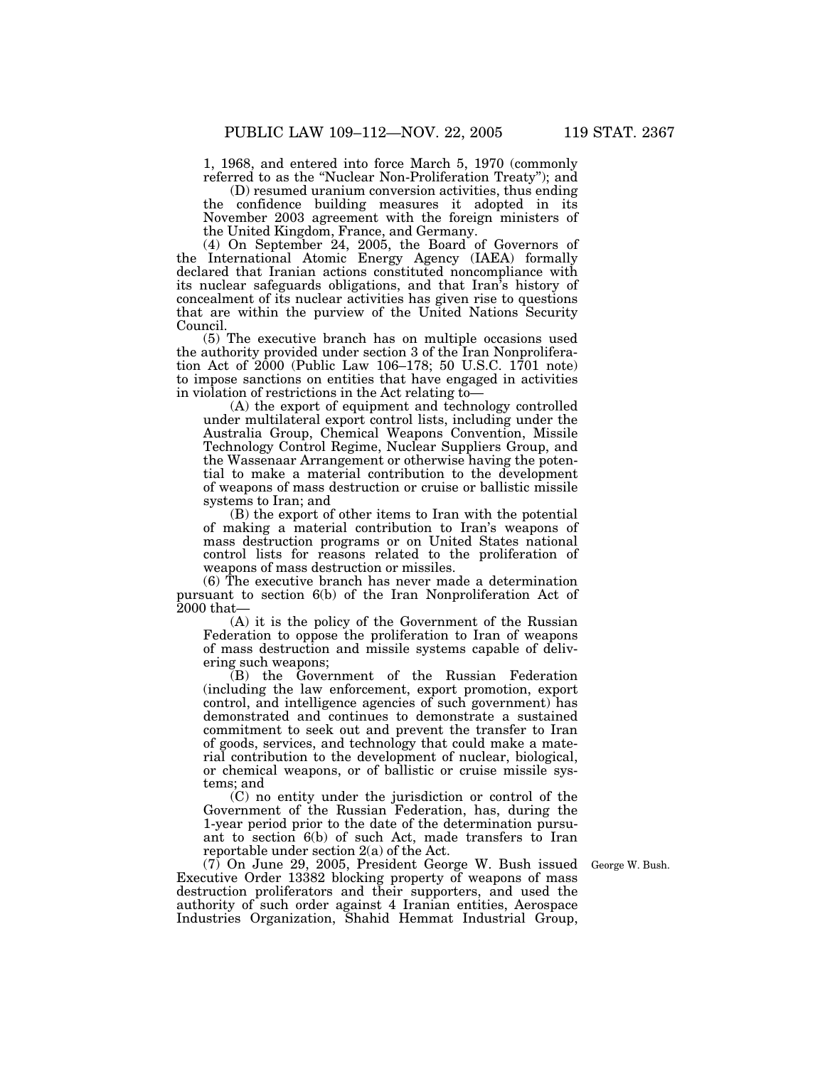1, 1968, and entered into force March 5, 1970 (commonly referred to as the "Nuclear Non-Proliferation Treaty"); and

(D) resumed uranium conversion activities, thus ending the confidence building measures it adopted in its November 2003 agreement with the foreign ministers of the United Kingdom, France, and Germany.

(4) On September 24, 2005, the Board of Governors of the International Atomic Energy Agency (IAEA) formally declared that Iranian actions constituted noncompliance with its nuclear safeguards obligations, and that Iran's history of concealment of its nuclear activities has given rise to questions that are within the purview of the United Nations Security Council.

(5) The executive branch has on multiple occasions used the authority provided under section 3 of the Iran Nonproliferation Act of 2000 (Public Law 106–178; 50 U.S.C. 1701 note) to impose sanctions on entities that have engaged in activities in violation of restrictions in the Act relating to—

(A) the export of equipment and technology controlled under multilateral export control lists, including under the Australia Group, Chemical Weapons Convention, Missile Technology Control Regime, Nuclear Suppliers Group, and the Wassenaar Arrangement or otherwise having the potential to make a material contribution to the development of weapons of mass destruction or cruise or ballistic missile systems to Iran; and

(B) the export of other items to Iran with the potential of making a material contribution to Iran's weapons of mass destruction programs or on United States national control lists for reasons related to the proliferation of weapons of mass destruction or missiles.

(6) The executive branch has never made a determination pursuant to section 6(b) of the Iran Nonproliferation Act of 2000 that—

(A) it is the policy of the Government of the Russian Federation to oppose the proliferation to Iran of weapons of mass destruction and missile systems capable of delivering such weapons;

(B) the Government of the Russian Federation (including the law enforcement, export promotion, export control, and intelligence agencies of such government) has demonstrated and continues to demonstrate a sustained commitment to seek out and prevent the transfer to Iran of goods, services, and technology that could make a material contribution to the development of nuclear, biological, or chemical weapons, or of ballistic or cruise missile systems; and

(C) no entity under the jurisdiction or control of the Government of the Russian Federation, has, during the 1-year period prior to the date of the determination pursuant to section 6(b) of such Act, made transfers to Iran reportable under section 2(a) of the Act.

(7) On June 29, 2005, President George W. Bush issued Executive Order 13382 blocking property of weapons of mass destruction proliferators and their supporters, and used the authority of such order against 4 Iranian entities, Aerospace Industries Organization, Shahid Hemmat Industrial Group,

George W. Bush.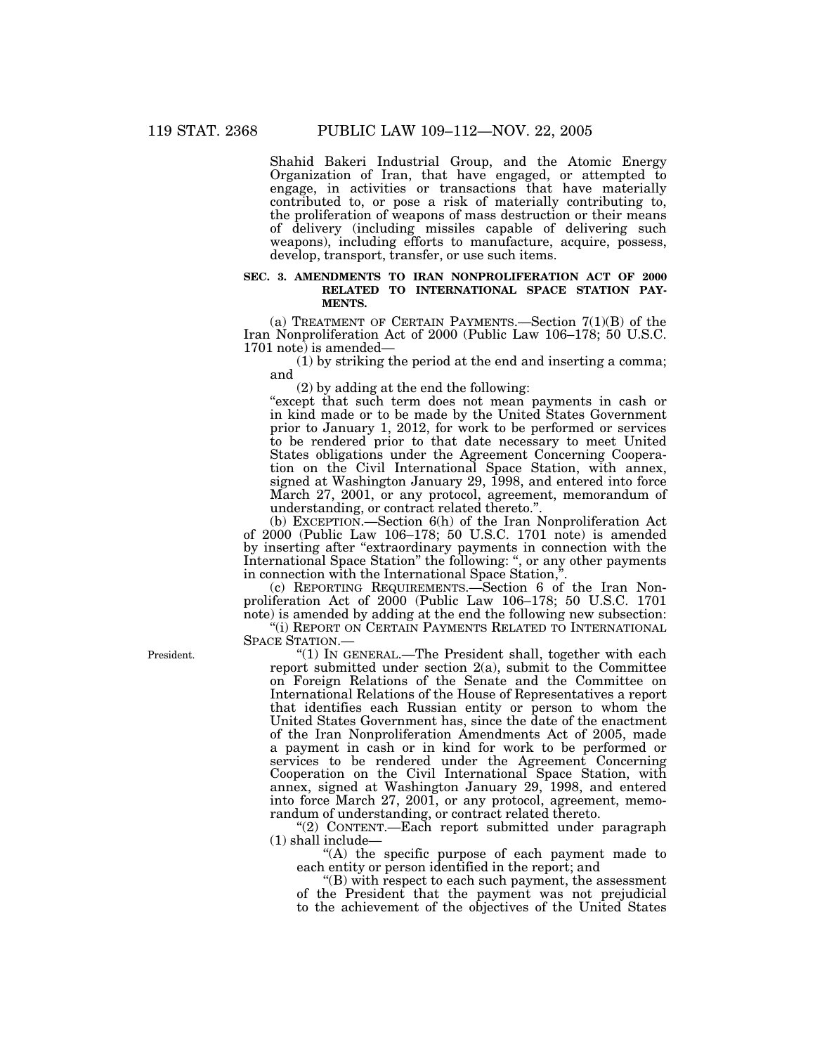Shahid Bakeri Industrial Group, and the Atomic Energy Organization of Iran, that have engaged, or attempted to engage, in activities or transactions that have materially contributed to, or pose a risk of materially contributing to, the proliferation of weapons of mass destruction or their means of delivery (including missiles capable of delivering such weapons), including efforts to manufacture, acquire, possess, develop, transport, transfer, or use such items.

**SEC. 3. AMENDMENTS TO IRAN NONPROLIFERATION ACT OF 2000 RELATED TO INTERNATIONAL SPACE STATION PAYMENTS.**

(a) TREATMENT OF CERTAIN PAYMENTS.—Section 7(1)(B) of the Iran Nonproliferation Act of 2000 (Public Law 106–178; 50 U.S.C. 1701 note) is amended—

(1) by striking the period at the end and inserting a comma; and

(2) by adding at the end the following:

"except that such term does not mean payments in cash or in kind made or to be made by the United States Government prior to January 1, 2012, for work to be performed or services to be rendered prior to that date necessary to meet United States obligations under the Agreement Concerning Cooperation on the Civil International Space Station, with annex, signed at Washington January 29, 1998, and entered into force March 27, 2001, or any protocol, agreement, memorandum of understanding, or contract related thereto.".

(b) EXCEPTION.—Section 6(h) of the Iran Nonproliferation Act of 2000 (Public Law 106–178; 50 U.S.C. 1701 note) is amended by inserting after "extraordinary payments in connection with the International Space Station" the following: ", or any other payments in connection with the International Space Station,".

(c) REPORTING REQUIREMENTS.—Section 6 of the Iran Nonproliferation Act of 2000 (Public Law 106–178; 50 U.S.C. 1701 note) is amended by adding at the end the following new subsection:

"(i) REPORT ON CERTAIN PAYMENTS RELATED TO INTERNATIONAL SPACE STATION.—

President.

"(1) IN GENERAL.—The President shall, together with each report submitted under section 2(a), submit to the Committee on Foreign Relations of the Senate and the Committee on International Relations of the House of Representatives a report that identifies each Russian entity or person to whom the United States Government has, since the date of the enactment of the Iran Nonproliferation Amendments Act of 2005, made a payment in cash or in kind for work to be performed or services to be rendered under the Agreement Concerning Cooperation on the Civil International Space Station, with annex, signed at Washington January 29, 1998, and entered into force March 27, 2001, or any protocol, agreement, memorandum of understanding, or contract related thereto.

"(2) CONTENT.—Each report submitted under paragraph (1) shall include—

"(A) the specific purpose of each payment made to each entity or person identified in the report; and

"(B) with respect to each such payment, the assessment of the President that the payment was not prejudicial to the achievement of the objectives of the United States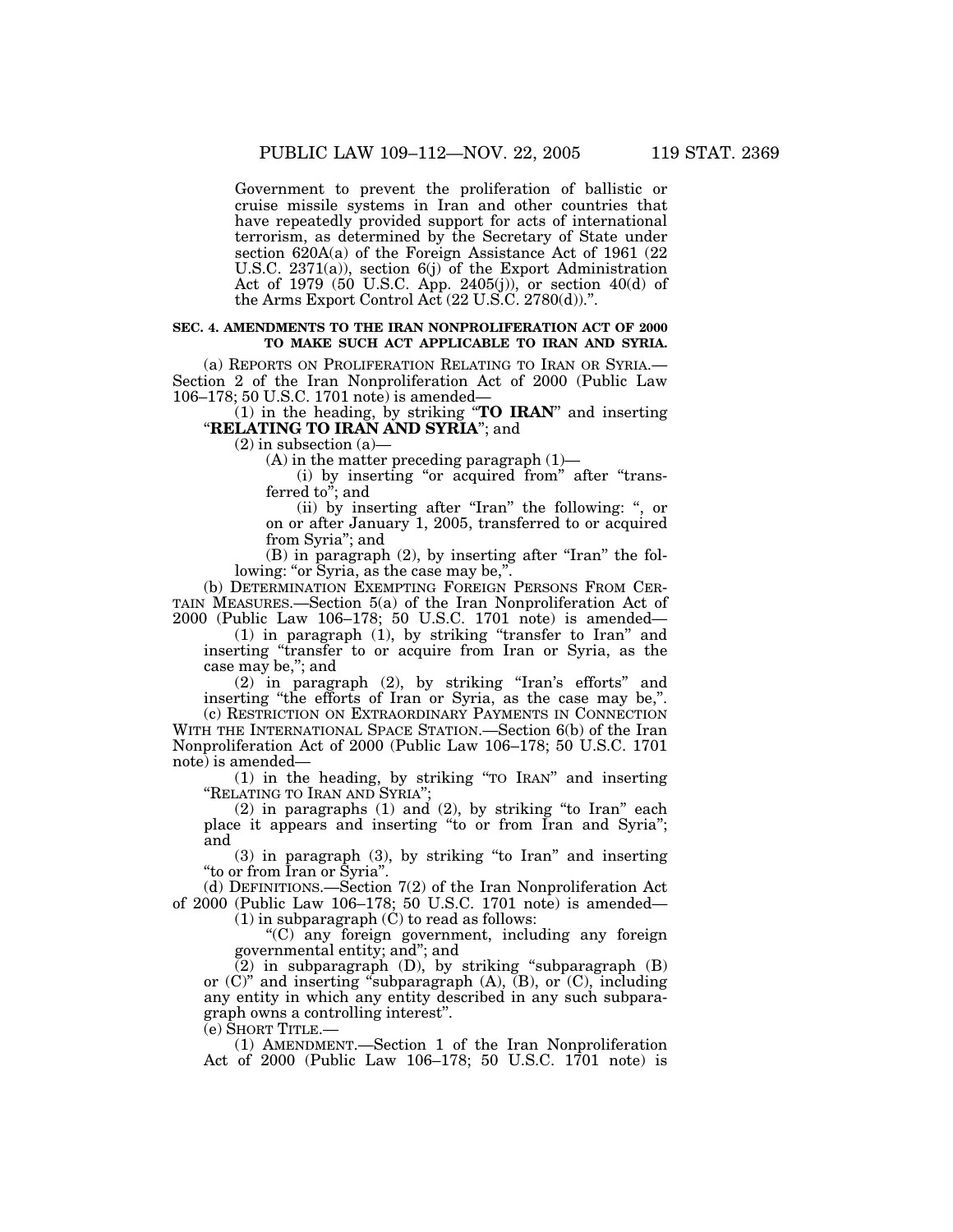Government to prevent the proliferation of ballistic or cruise missile systems in Iran and other countries that have repeatedly provided support for acts of international terrorism, as determined by the Secretary of State under section 620A(a) of the Foreign Assistance Act of 1961 (22 U.S.C. 2371(a)), section 6(j) of the Export Administration Act of 1979 (50 U.S.C. App. 2405(j)), or section 40(d) of the Arms Export Control Act (22 U.S.C. 2780(d)).".

**SEC. 4. AMENDMENTS TO THE IRAN NONPROLIFERATION ACT OF 2000 TO MAKE SUCH ACT APPLICABLE TO IRAN AND SYRIA.**

(a) REPORTS ON PROLIFERATION RELATING TO IRAN OR SYRIA.—Section 2 of the Iran Nonproliferation Act of 2000 (Public Law 106–178; 50 U.S.C. 1701 note) is amended—

(1) in the heading, by striking "**TO IRAN**" and inserting "**RELATING TO IRAN AND SYRIA**"; and

(2) in subsection (a)—

(A) in the matter preceding paragraph (1)—

(i) by inserting "or acquired from" after "transferred to"; and

(ii) by inserting after "Iran" the following: ", or on or after January 1, 2005, transferred to or acquired from Syria"; and

(B) in paragraph (2), by inserting after "Iran" the following: "or Syria, as the case may be,".

(b) DETERMINATION EXEMPTING FOREIGN PERSONS FROM CERTAIN MEASURES.—Section 5(a) of the Iran Nonproliferation Act of 2000 (Public Law 106–178; 50 U.S.C. 1701 note) is amended—

(1) in paragraph (1), by striking "transfer to Iran" and inserting "transfer to or acquire from Iran or Syria, as the case may be,"; and

(2) in paragraph (2), by striking "Iran's efforts" and inserting "the efforts of Iran or Syria, as the case may be,".

(c) RESTRICTION ON EXTRAORDINARY PAYMENTS IN CONNECTION WITH THE INTERNATIONAL SPACE STATION.—Section 6(b) of the Iran Nonproliferation Act of 2000 (Public Law 106–178; 50 U.S.C. 1701 note) is amended—

(1) in the heading, by striking "TO IRAN" and inserting "RELATING TO IRAN AND SYRIA";

(2) in paragraphs (1) and (2), by striking "to Iran" each place it appears and inserting "to or from Iran and Syria"; and

(3) in paragraph (3), by striking "to Iran" and inserting "to or from Iran or Syria".

(d) DEFINITIONS.—Section 7(2) of the Iran Nonproliferation Act of 2000 (Public Law 106–178; 50 U.S.C. 1701 note) is amended—

(1) in subparagraph (C) to read as follows:

"(C) any foreign government, including any foreign governmental entity; and"; and

(2) in subparagraph (D), by striking "subparagraph (B) or (C)" and inserting "subparagraph (A), (B), or (C), including any entity in which any entity described in any such subparagraph owns a controlling interest".

(e) SHORT TITLE.—

(1) AMENDMENT.—Section 1 of the Iran Nonproliferation Act of 2000 (Public Law 106–178; 50 U.S.C. 1701 note) is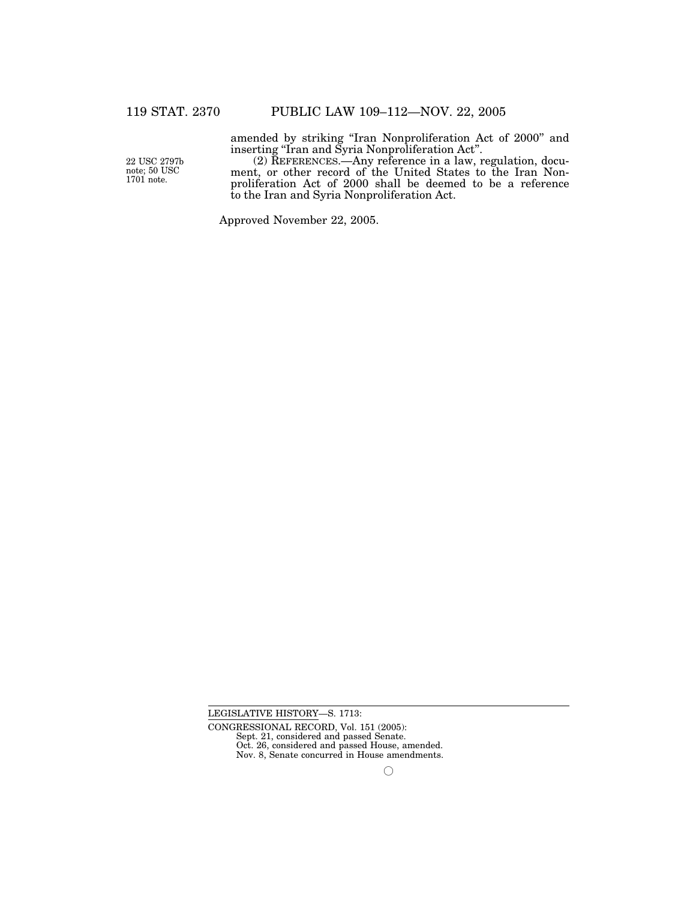amended by striking "Iran Nonproliferation Act of 2000" and inserting "Iran and Syria Nonproliferation Act".

22 USC 2797b note; 50 USC 1701 note.

(2) REFERENCES.—Any reference in a law, regulation, document, or other record of the United States to the Iran Nonproliferation Act of 2000 shall be deemed to be a reference to the Iran and Syria Nonproliferation Act.

Approved November 22, 2005.

---

LEGISLATIVE HISTORY—S. 1713:

CONGRESSIONAL RECORD, Vol. 151 (2005):

- Sept. 21, considered and passed Senate.
- Oct. 26, considered and passed House, amended.
- Nov. 8, Senate concurred in House amendments.

○